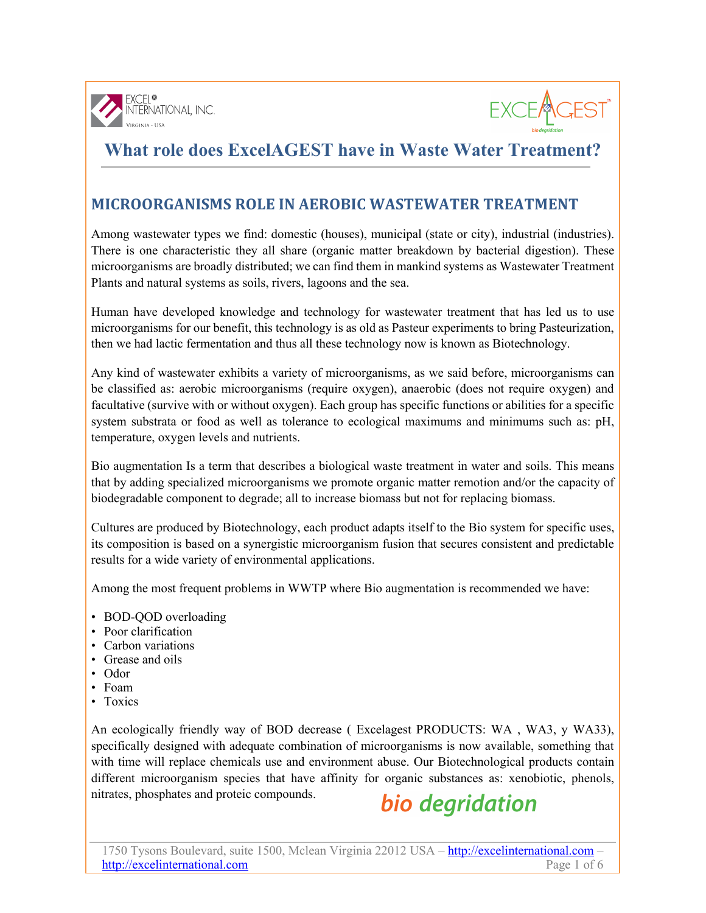# What role does ExcelAGEST have in Waste Water Treatment?

## MICROORGANISMS ROLE IN AEROBIC WASTEWATER TREATMENT

Among wastewater types we find: domestic (houses), municipal (state or city), industrial (industries). There is one characteristic they all share (organic matter breakdown by bacterial digestion). These microorganisms are broadly distributed; we can find them in mankind systems as Wastewater Treatment Plants and natural systems as soils, rivers, lagoons and the sea.

Human have developed knowledge and technology for wastewater treatment that has led us to use microorganisms for our benefit, this technology is as old as Pasteur experiments to bring Pasteurization, then we had lactic fermentation and thus all these technology now is known as Biotechnology.

Any kind of wastewater exhibits a variety of microorganisms, as we said before, microorganisms can be classified as: aerobic microorganisms (require oxygen), anaerobic (does not require oxygen) and facultative (survive with or without oxygen). Each group has specific functions or abilities for a specific system substrata or food as well as tolerance to ecological maximums and minimums such as: pH, temperature, oxygen levels and nutrients.

Bio augmentation Is a term that describes a biological waste treatment in water and soils. This means that by adding specialized microorganisms we promote organic matter remotion and/or the capacity of biodegradable component to degrade; all to increase biomass but not for replacing biomass.

Cultures are produced by Biotechnology, each product adapts itself to the Bio system for specific uses, its composition is based on a synergistic microorganism fusion that secures consistent and predictable results for a wide variety of environmental applications.

Among the most frequent problems in WWTP where Bio augmentation is recommended we have:

- BOD-QOD overloading
- Poor clarification
- Carbon variations
- Grease and oils
- Odor
- Foam
- Toxics

An ecologically friendly way of BOD decrease ( Excelagest PRODUCTS: WA , WA3, y WA33), specifically designed with adequate combination of microorganisms is now available, something that with time will replace chemicals use and environment abuse. Our Biotechnological products contain different microorganism species that have affinity for organic substances as: xenobiotic, phenols, nitrates, phosphates and proteic compounds.

*bio degridation*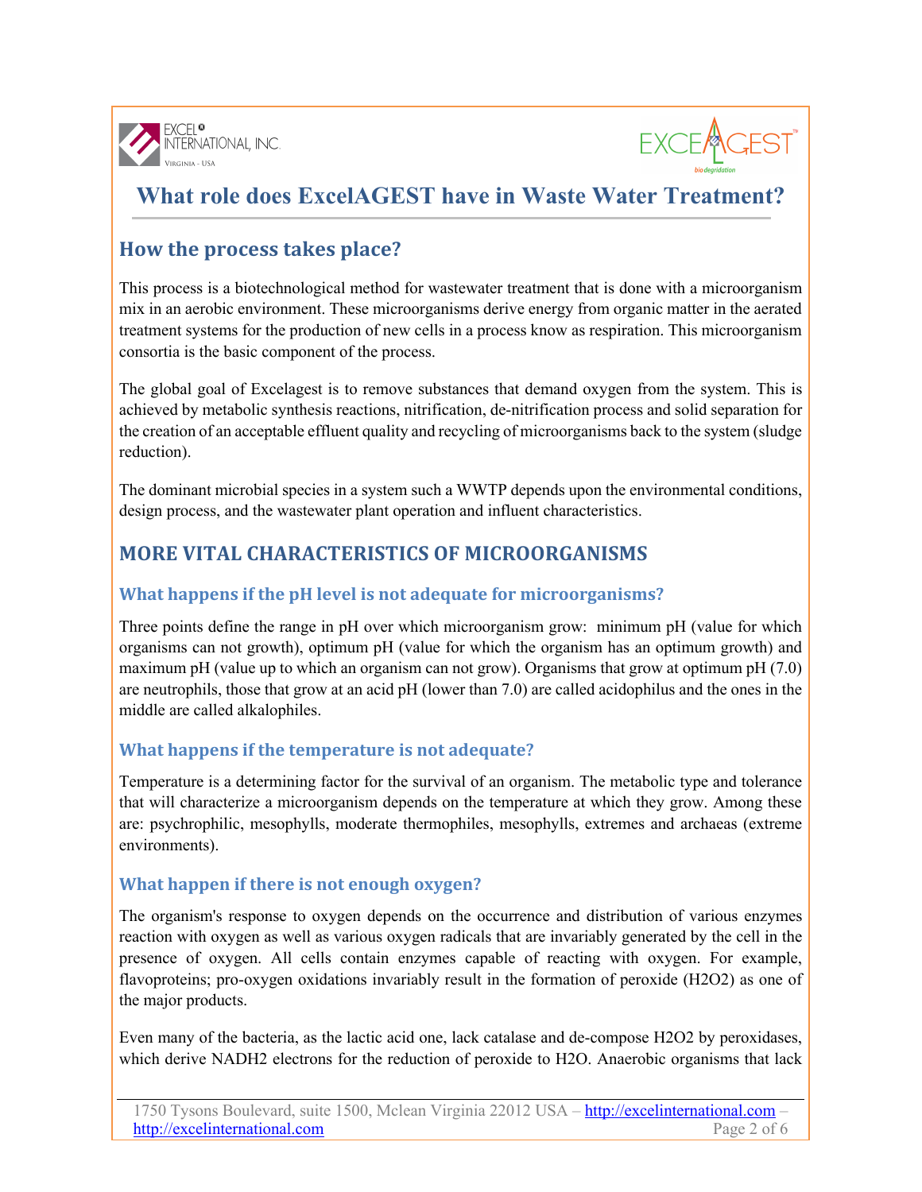# What role does ExcelAGEST have in Waste Water Treatment?

## How the process takes place?

This process is a biotechnological method for wastewater treatment that is done with a microorganism mix in an aerobic environment. These microorganisms derive energy from organic matter in the aerated treatment systems for the production of new cells in a process know as respiration. This microorganism consortia is the basic component of the process.

The global goal of Excelagest is to remove substances that demand oxygen from the system. This is achieved by metabolic synthesis reactions, nitrification, de-nitrification process and solid separation for the creation of an acceptable effluent quality and recycling of microorganisms back to the system (sludge reduction).

The dominant microbial species in a system such a WWTP depends upon the environmental conditions, design process, and the wastewater plant operation and influent characteristics.

## MORE VITAL CHARACTERISTICS OF MICROORGANISMS

### What happens if the pH level is not adequate for microorganisms?

Three points define the range in pH over which microorganism grow: minimum pH (value for which organisms can not growth), optimum pH (value for which the organism has an optimum growth) and maximum pH (value up to which an organism can not grow). Organisms that grow at optimum pH (7.0) are neutrophils, those that grow at an acid pH (lower than 7.0) are called acidophilus and the ones in the middle are called alkalophiles.

### What happens if the temperature is not adequate?

Temperature is a determining factor for the survival of an organism. The metabolic type and tolerance that will characterize a microorganism depends on the temperature at which they grow. Among these are: psychrophilic, mesophylls, moderate thermophiles, mesophylls, extremes and archaeas (extreme environments).

### What happen if there is not enough oxygen?

The organism's response to oxygen depends on the occurrence and distribution of various enzymes reaction with oxygen as well as various oxygen radicals that are invariably generated by the cell in the presence of oxygen. All cells contain enzymes capable of reacting with oxygen. For example, flavoproteins; pro-oxygen oxidations invariably result in the formation of peroxide ($H_2O_2$) as one of the major products.

Even many of the bacteria, as the lactic acid one, lack catalase and de-compose $H_2O_2$ by peroxidases, which derive $NADH_2$ electrons for the reduction of peroxide to $H_2O$. Anaerobic organisms that lack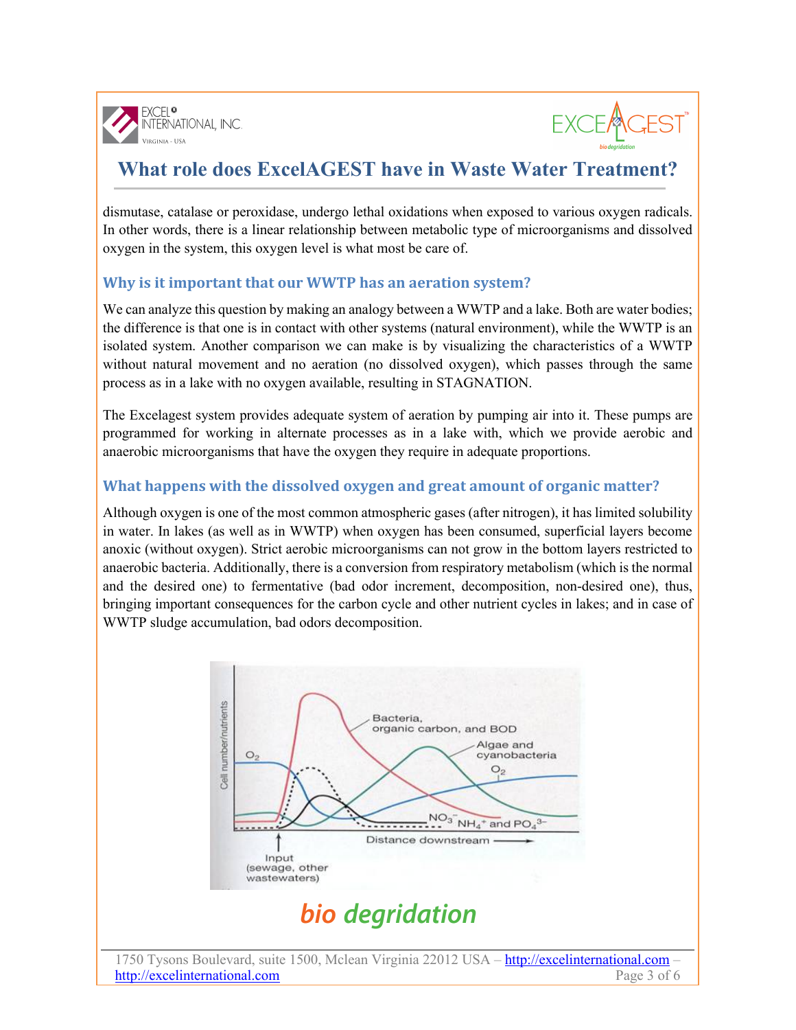# What role does ExcelAGEST have in Waste Water Treatment?

dismutase, catalase or peroxidase, undergo lethal oxidations when exposed to various oxygen radicals. In other words, there is a linear relationship between metabolic type of microorganisms and dissolved oxygen in the system, this oxygen level is what most be care of.

## Why is it important that our WWTP has an aeration system?

We can analyze this question by making an analogy between a WWTP and a lake. Both are water bodies; the difference is that one is in contact with other systems (natural environment), while the WWTP is an isolated system. Another comparison we can make is by visualizing the characteristics of a WWTP without natural movement and no aeration (no dissolved oxygen), which passes through the same process as in a lake with no oxygen available, resulting in STAGNATION.

The Excelagest system provides adequate system of aeration by pumping air into it. These pumps are programmed for working in alternate processes as in a lake with, which we provide aerobic and anaerobic microorganisms that have the oxygen they require in adequate proportions.

## What happens with the dissolved oxygen and great amount of organic matter?

Although oxygen is one of the most common atmospheric gases (after nitrogen), it has limited solubility in water. In lakes (as well as in WWTP) when oxygen has been consumed, superficial layers become anoxic (without oxygen). Strict aerobic microorganisms can not grow in the bottom layers restricted to anaerobic bacteria. Additionally, there is a conversion from respiratory metabolism (which is the normal and the desired one) to fermentative (bad odor increment, decomposition, non-desired one), thus, bringing important consequences for the carbon cycle and other nutrient cycles in lakes; and in case of WWTP sludge accumulation, bad odors decomposition.

bio degridation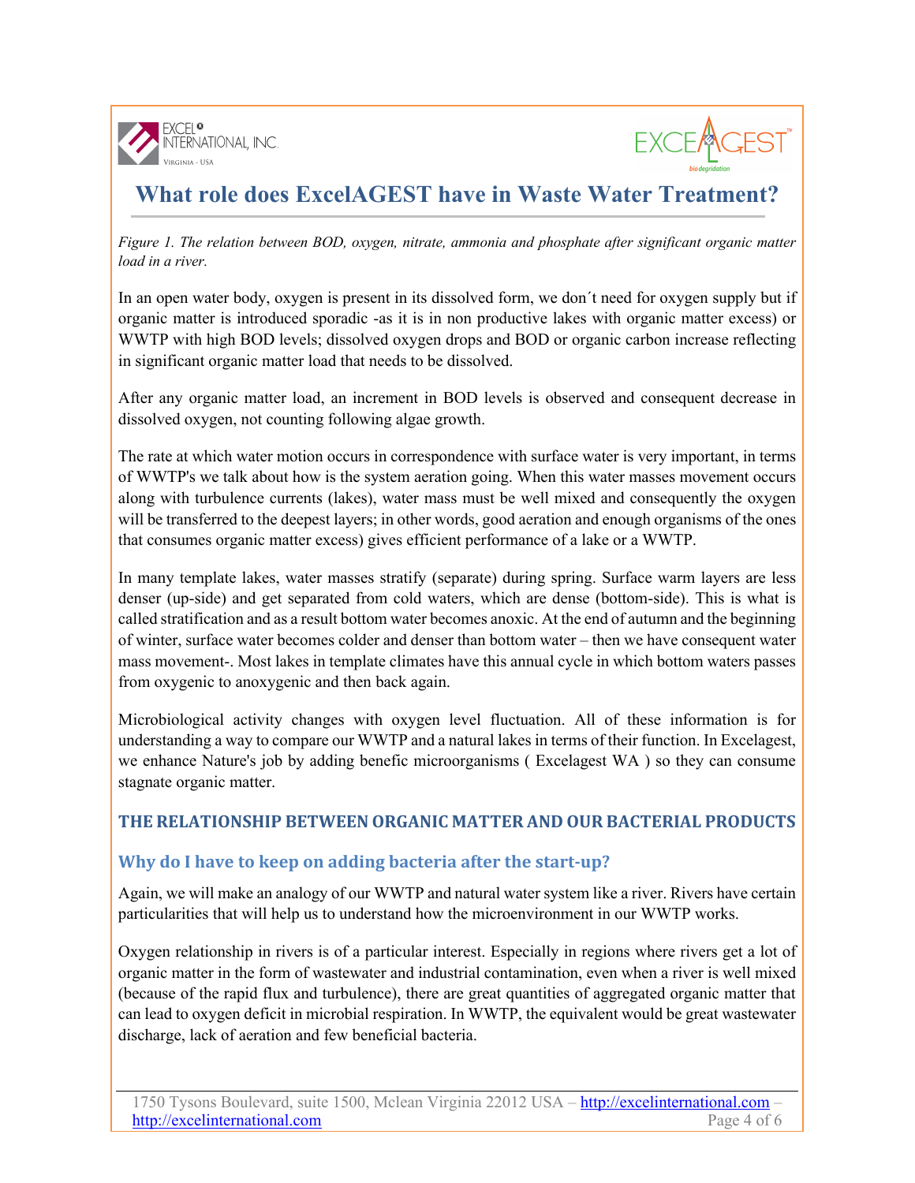# What role does ExcelAGEST have in Waste Water Treatment?

*Figure 1. The relation between BOD, oxygen, nitrate, ammonia and phosphate after significant organic matter load in a river.*

In an open water body, oxygen is present in its dissolved form, we don´t need for oxygen supply but if organic matter is introduced sporadic -as it is in non productive lakes with organic matter excess) or WWTP with high BOD levels; dissolved oxygen drops and BOD or organic carbon increase reflecting in significant organic matter load that needs to be dissolved.

After any organic matter load, an increment in BOD levels is observed and consequent decrease in dissolved oxygen, not counting following algae growth.

The rate at which water motion occurs in correspondence with surface water is very important, in terms of WWTP's we talk about how is the system aeration going. When this water masses movement occurs along with turbulence currents (lakes), water mass must be well mixed and consequently the oxygen will be transferred to the deepest layers; in other words, good aeration and enough organisms of the ones that consumes organic matter excess) gives efficient performance of a lake or a WWTP.

In many template lakes, water masses stratify (separate) during spring. Surface warm layers are less denser (up-side) and get separated from cold waters, which are dense (bottom-side). This is what is called stratification and as a result bottom water becomes anoxic. At the end of autumn and the beginning of winter, surface water becomes colder and denser than bottom water – then we have consequent water mass movement-. Most lakes in template climates have this annual cycle in which bottom waters passes from oxygenic to anoxygenic and then back again.

Microbiological activity changes with oxygen level fluctuation. All of these information is for understanding a way to compare our WWTP and a natural lakes in terms of their function. In Excelagest, we enhance Nature's job by adding benefic microorganisms ( Excelagest WA ) so they can consume stagnate organic matter.

## THE RELATIONSHIP BETWEEN ORGANIC MATTER AND OUR BACTERIAL PRODUCTS

### Why do I have to keep on adding bacteria after the start-up?

Again, we will make an analogy of our WWTP and natural water system like a river. Rivers have certain particularities that will help us to understand how the microenvironment in our WWTP works.

Oxygen relationship in rivers is of a particular interest. Especially in regions where rivers get a lot of organic matter in the form of wastewater and industrial contamination, even when a river is well mixed (because of the rapid flux and turbulence), there are great quantities of aggregated organic matter that can lead to oxygen deficit in microbial respiration. In WWTP, the equivalent would be great wastewater discharge, lack of aeration and few beneficial bacteria.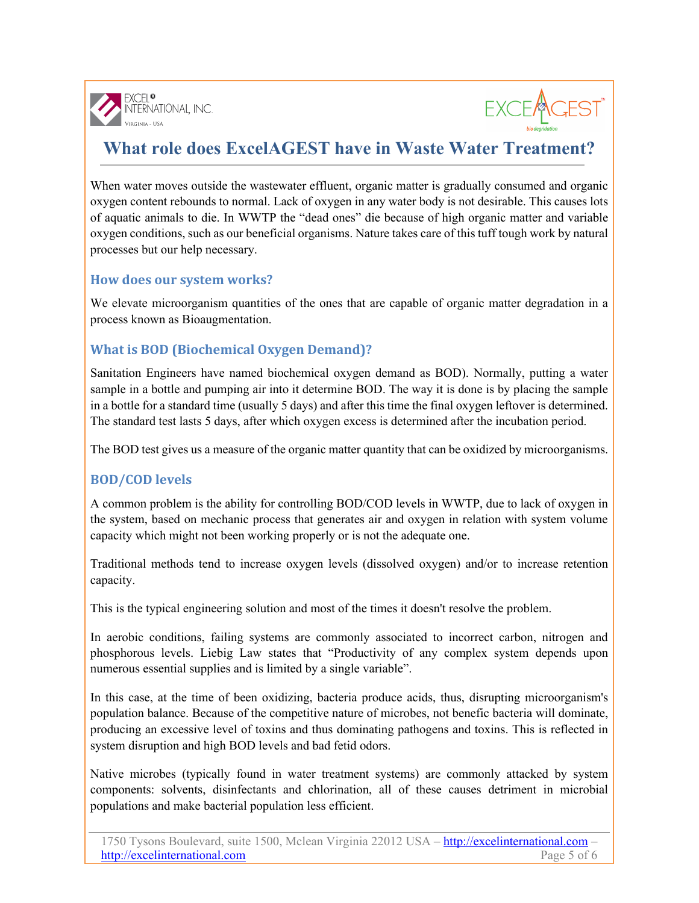# What role does ExcelAGEST have in Waste Water Treatment?

When water moves outside the wastewater effluent, organic matter is gradually consumed and organic oxygen content rebounds to normal. Lack of oxygen in any water body is not desirable. This causes lots of aquatic animals to die. In WWTP the "dead ones" die because of high organic matter and variable oxygen conditions, such as our beneficial organisms. Nature takes care of this tuff tough work by natural processes but our help necessary.

## How does our system works?

We elevate microorganism quantities of the ones that are capable of organic matter degradation in a process known as Bioaugmentation.

## What is BOD (Biochemical Oxygen Demand)?

Sanitation Engineers have named biochemical oxygen demand as BOD). Normally, putting a water sample in a bottle and pumping air into it determine BOD. The way it is done is by placing the sample in a bottle for a standard time (usually 5 days) and after this time the final oxygen leftover is determined. The standard test lasts 5 days, after which oxygen excess is determined after the incubation period.

The BOD test gives us a measure of the organic matter quantity that can be oxidized by microorganisms.

## BOD/COD levels

A common problem is the ability for controlling BOD/COD levels in WWTP, due to lack of oxygen in the system, based on mechanic process that generates air and oxygen in relation with system volume capacity which might not been working properly or is not the adequate one.

Traditional methods tend to increase oxygen levels (dissolved oxygen) and/or to increase retention capacity.

This is the typical engineering solution and most of the times it doesn't resolve the problem.

In aerobic conditions, failing systems are commonly associated to incorrect carbon, nitrogen and phosphorous levels. Liebig Law states that "Productivity of any complex system depends upon numerous essential supplies and is limited by a single variable".

In this case, at the time of been oxidizing, bacteria produce acids, thus, disrupting microorganism's population balance. Because of the competitive nature of microbes, not benefic bacteria will dominate, producing an excessive level of toxins and thus dominating pathogens and toxins. This is reflected in system disruption and high BOD levels and bad fetid odors.

Native microbes (typically found in water treatment systems) are commonly attacked by system components: solvents, disinfectants and chlorination, all of these causes detriment in microbial populations and make bacterial population less efficient.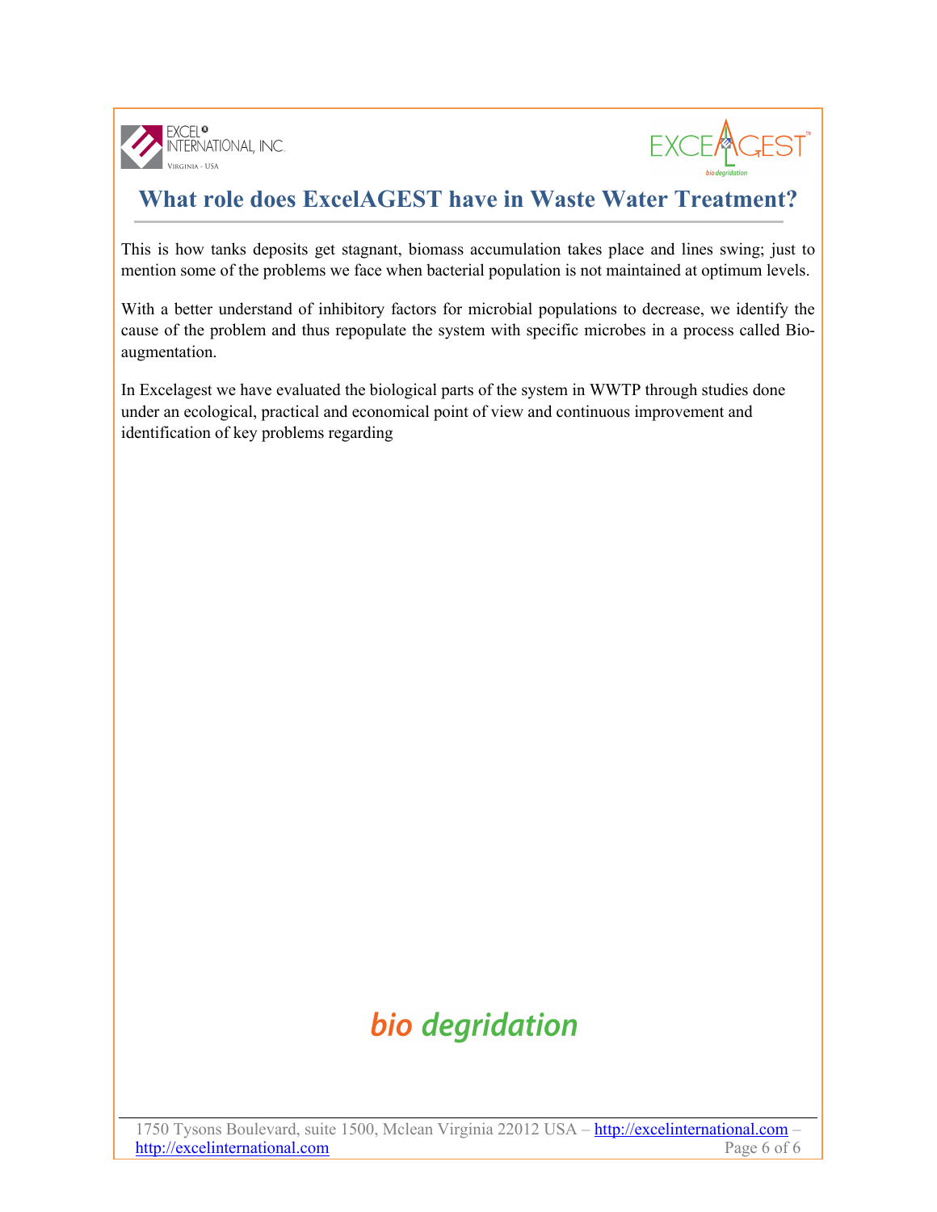## What role does ExcelAGEST have in Waste Water Treatment?

This is how tanks deposits get stagnant, biomass accumulation takes place and lines swing; just to mention some of the problems we face when bacterial population is not maintained at optimum levels.

With a better understand of inhibitory factors for microbial populations to decrease, we identify the cause of the problem and thus repopulate the system with specific microbes in a process called Bio-augmentation.

In Excelagest we have evaluated the biological parts of the system in WWTP through studies done under an ecological, practical and economical point of view and continuous improvement and identification of key problems regarding

*bio degridation*